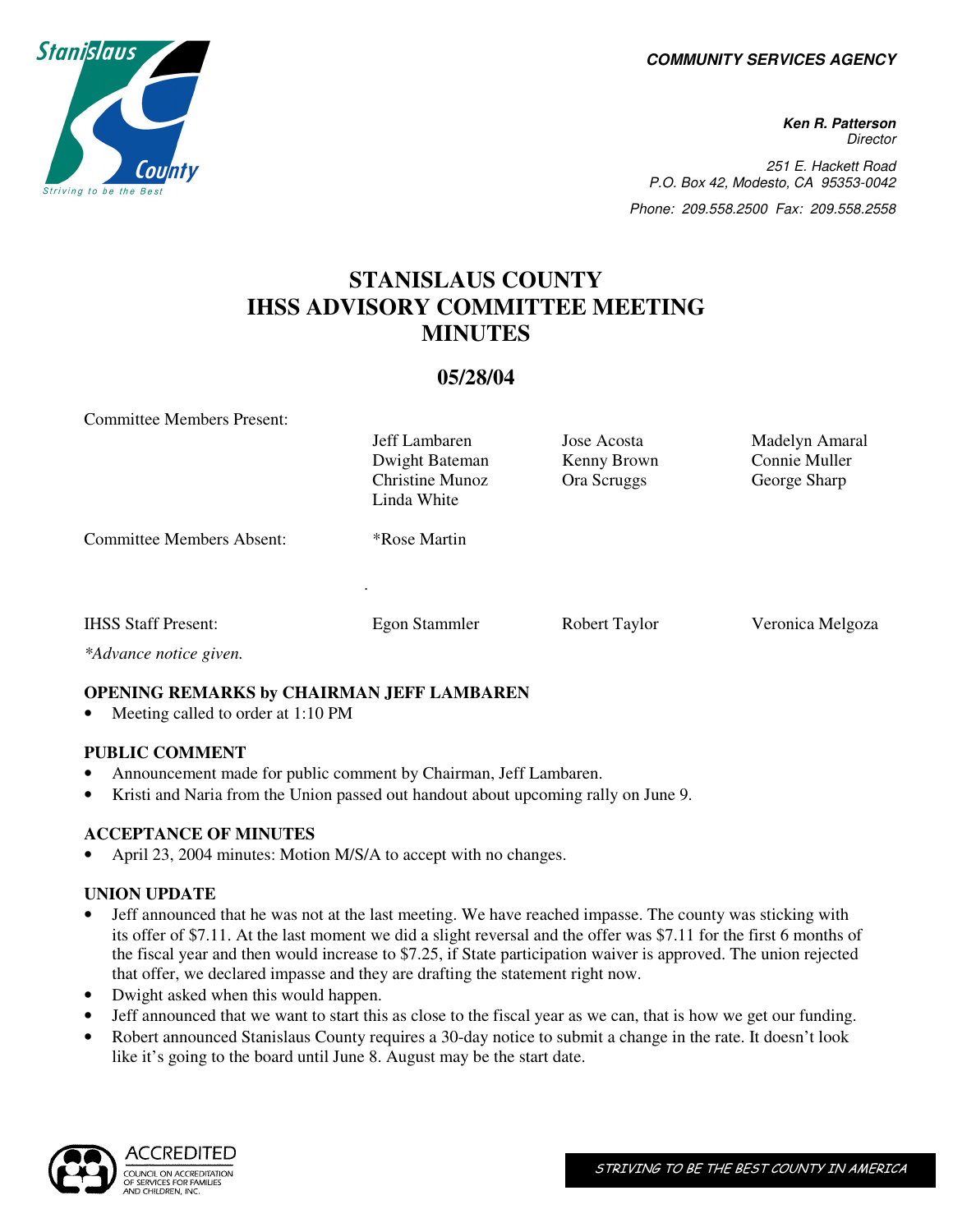COMMUNITY SERVICES AGENCY

**Ken R. Patterson**
Director

251 E. Hackett Road
P.O. Box 42, Modesto, CA 95353-0042

Phone: 209.558.2500 Fax: 209.558.2558

# STANISLAUS COUNTY IHSS ADVISORY COMMITTEE MEETING MINUTES

## 05/28/04

| Committee Members Present: | Jeff Lambaren | Jose Acosta | Madelyn Amaral |
|---|---|---|---|
| | Dwight Bateman | Kenny Brown | Connie Muller |
| | Christine Munoz | Ora Scruggs | George Sharp |
| | Linda White | | |
| Committee Members Absent: | *Rose Martin | | |
| IHSS Staff Present: | Egon Stammler | Robert Taylor | Veronica Melgoza |

*\*Advance notice given.*

**OPENING REMARKS by CHAIRMAN JEFF LAMBAREN**

- Meeting called to order at 1:10 PM

**PUBLIC COMMENT**

- Announcement made for public comment by Chairman, Jeff Lambaren.
- Kristi and Naria from the Union passed out handout about upcoming rally on June 9.

**ACCEPTANCE OF MINUTES**

- April 23, 2004 minutes: Motion M/S/A to accept with no changes.

**UNION UPDATE**

- Jeff announced that he was not at the last meeting. We have reached impasse. The county was sticking with its offer of $7.11. At the last moment we did a slight reversal and the offer was $7.11 for the first 6 months of the fiscal year and then would increase to $7.25, if State participation waiver is approved. The union rejected that offer, we declared impasse and they are drafting the statement right now.
- Dwight asked when this would happen.
- Jeff announced that we want to start this as close to the fiscal year as we can, that is how we get our funding.
- Robert announced Stanislaus County requires a 30-day notice to submit a change in the rate. It doesn't look like it's going to the board until June 8. August may be the start date.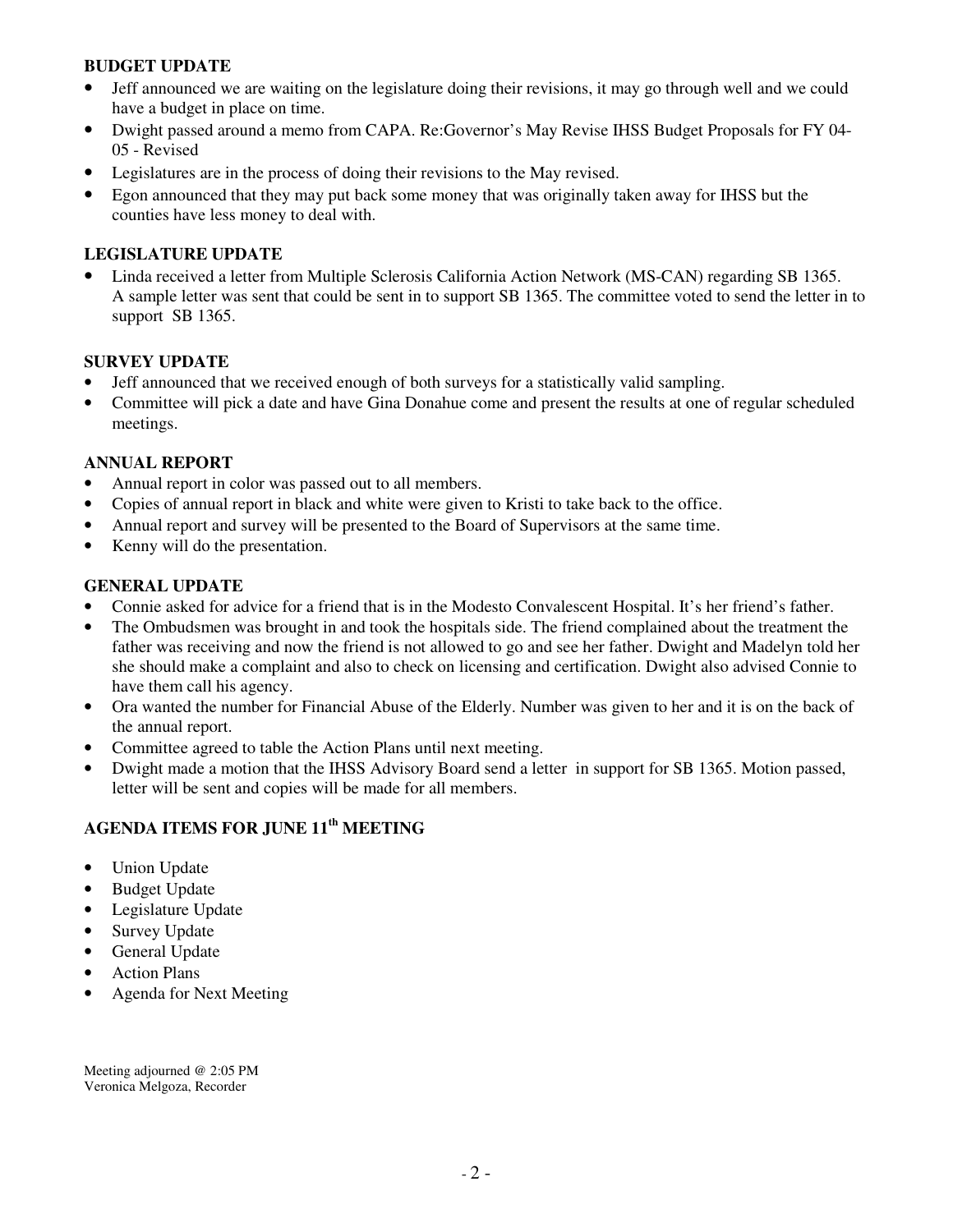**BUDGET UPDATE**

- Jeff announced we are waiting on the legislature doing their revisions, it may go through well and we could have a budget in place on time.
- Dwight passed around a memo from CAPA. Re:Governor's May Revise IHSS Budget Proposals for FY 04-05 - Revised
- Legislatures are in the process of doing their revisions to the May revised.
- Egon announced that they may put back some money that was originally taken away for IHSS but the counties have less money to deal with.

**LEGISLATURE UPDATE**

- Linda received a letter from Multiple Sclerosis California Action Network (MS-CAN) regarding SB 1365. A sample letter was sent that could be sent in to support SB 1365. The committee voted to send the letter in to support SB 1365.

**SURVEY UPDATE**

- Jeff announced that we received enough of both surveys for a statistically valid sampling.
- Committee will pick a date and have Gina Donahue come and present the results at one of regular scheduled meetings.

**ANNUAL REPORT**

- Annual report in color was passed out to all members.
- Copies of annual report in black and white were given to Kristi to take back to the office.
- Annual report and survey will be presented to the Board of Supervisors at the same time.
- Kenny will do the presentation.

**GENERAL UPDATE**

- Connie asked for advice for a friend that is in the Modesto Convalescent Hospital. It's her friend's father.
- The Ombudsmen was brought in and took the hospitals side. The friend complained about the treatment the father was receiving and now the friend is not allowed to go and see her father. Dwight and Madelyn told her she should make a complaint and also to check on licensing and certification. Dwight also advised Connie to have them call his agency.
- Ora wanted the number for Financial Abuse of the Elderly. Number was given to her and it is on the back of the annual report.
- Committee agreed to table the Action Plans until next meeting.
- Dwight made a motion that the IHSS Advisory Board send a letter in support for SB 1365. Motion passed, letter will be sent and copies will be made for all members.

**AGENDA ITEMS FOR JUNE 11th MEETING**

- Union Update
- Budget Update
- Legislature Update
- Survey Update
- General Update
- Action Plans
- Agenda for Next Meeting

Meeting adjourned @ 2:05 PM
Veronica Melgoza, Recorder